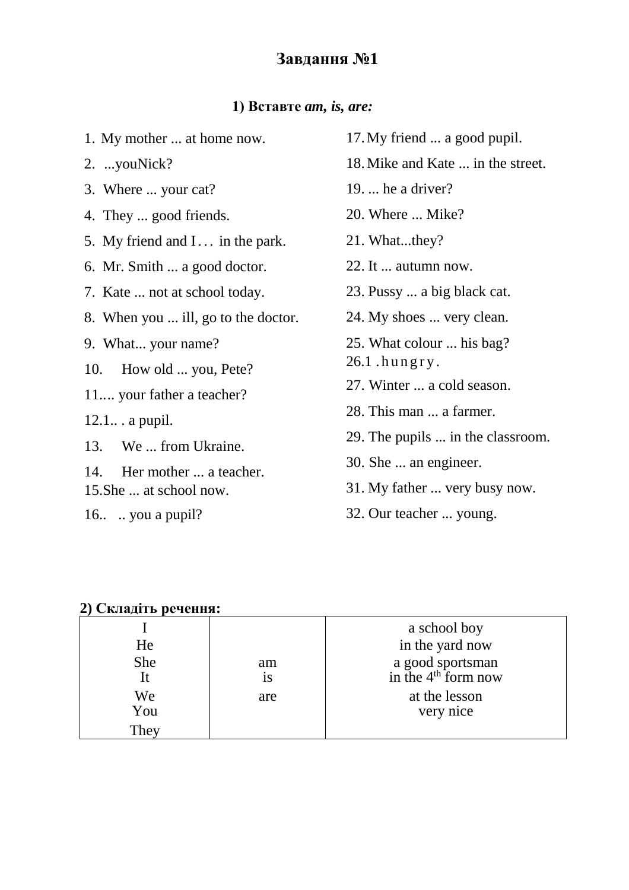# Завдання №1

### 1) Вставте *am, is, are:*

1. My mother ... at home now.
2. ...youNick?
3. Where ... your cat?
4. They ... good friends.
5. My friend and I . . . in the park.
6. Mr. Smith ... a good doctor.
7. Kate ... not at school today.
8. When you ... ill, go to the doctor.
9. What... your name?
10. How old ... you, Pete?
11. ... your father a teacher?
12. 1.. . a pupil.
13. We ... from Ukraine.
14. Her mother ... a teacher.
15. She ... at school now.
16. .. you a pupil?
17. My friend ... a good pupil.
18. Mike and Kate ... in the street.
19. ... he a driver?
20. Where ... Mike?
21. What...they?
22. It ... autumn now.
23. Pussy ... a big black cat.
24. My shoes ... very clean.
25. What colour ... his bag?
26. 1 . h u n g r y .
27. Winter ... a cold season.
28. This man ... a farmer.
29. The pupils ... in the classroom.
30. She ... an engineer.
31. My father ... very busy now.
32. Our teacher ... young.

**2) Складіть речення:**

| | | |
|---|---|---|
| I<br>He<br>She<br>It<br>We<br>You<br>They | am<br>is<br>are | a school boy<br>in the yard now<br>a good sportsman<br>in the 4th form now<br>at the lesson<br>very nice |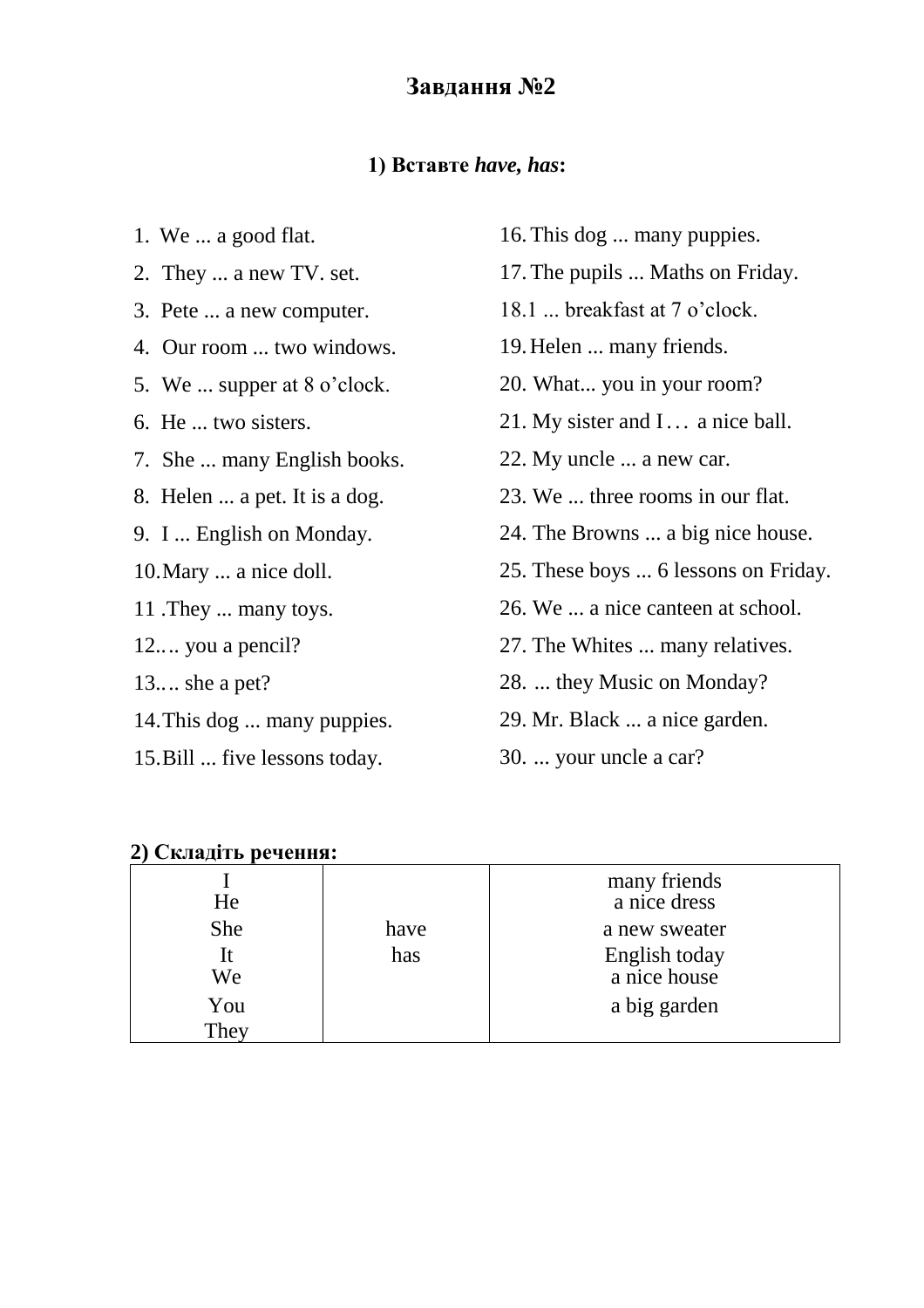## Завдання №2

### 1) Вставте *have, has*:

1. We ... a good flat.
2. They ... a new TV. set.
3. Pete ... a new computer.
4. Our room ... two windows.
5. We ... supper at 8 o'clock.
6. He ... two sisters.
7. She ... many English books.
8. Helen ... a pet. It is a dog.
9. I ... English on Monday.
10. Mary ... a nice doll.
11. They ... many toys.
12. ... you a pencil?
13. ... she a pet?
14. This dog ... many puppies.
15. Bill ... five lessons today.
16. This dog ... many puppies.
17. The pupils ... Maths on Friday.
18. I ... breakfast at 7 o'clock.
19. Helen ... many friends.
20. What... you in your room?
21. My sister and I ... a nice ball.
22. My uncle ... a new car.
23. We ... three rooms in our flat.
24. The Browns ... a big nice house.
25. These boys ... 6 lessons on Friday.
26. We ... a nice canteen at school.
27. The Whites ... many relatives.
28. ... they Music on Monday?
29. Mr. Black ... a nice garden.
30. ... your uncle a car?

### 2) Складіть речення:

| | | |
|---|---|---|
| I<br>He<br>She<br>It<br>We<br>You<br>They | have<br>has | many friends<br>a nice dress<br>a new sweater<br>English today<br>a nice house<br>a big garden |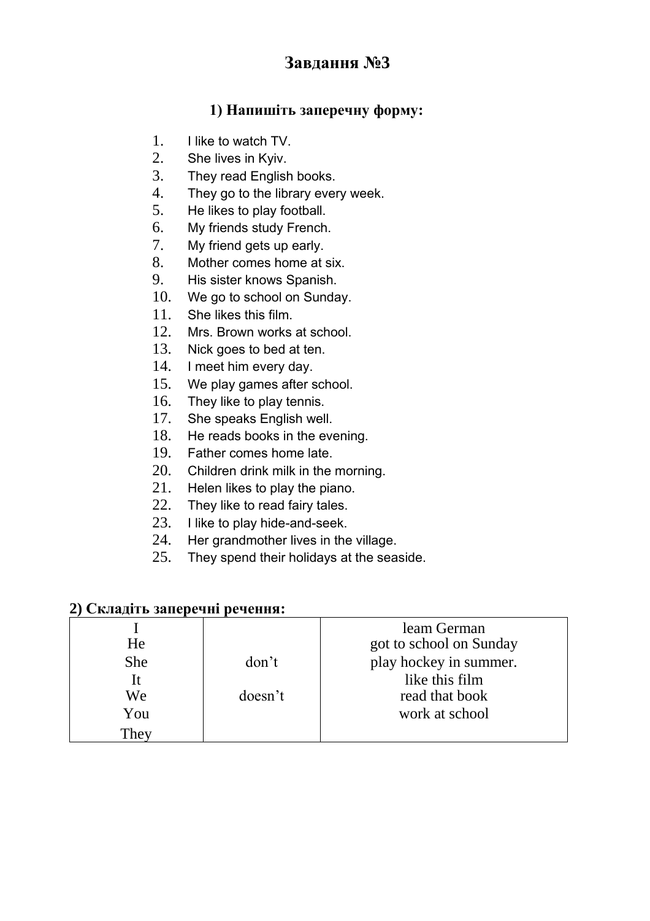## Завдання №3

### 1) Напишіть заперечну форму:

1. I like to watch TV.
2. She lives in Kyiv.
3. They read English books.
4. They go to the library every week.
5. He likes to play football.
6. My friends study French.
7. My friend gets up early.
8. Mother comes home at six.
9. His sister knows Spanish.
10. We go to school on Sunday.
11. She likes this film.
12. Mrs. Brown works at school.
13. Nick goes to bed at ten.
14. I meet him every day.
15. We play games after school.
16. They like to play tennis.
17. She speaks English well.
18. He reads books in the evening.
19. Father comes home late.
20. Children drink milk in the morning.
21. Helen likes to play the piano.
22. They like to read fairy tales.
23. I like to play hide-and-seek.
24. Her grandmother lives in the village.
25. They spend their holidays at the seaside.

**2) Складіть заперечні речення:**

| | | |
|---|---|---|
| I | | leam German |
| He | | got to school on Sunday |
| She | don't | play hockey in summer. |
| It | | like this film |
| We | doesn't | read that book |
| You | | work at school |
| They | | |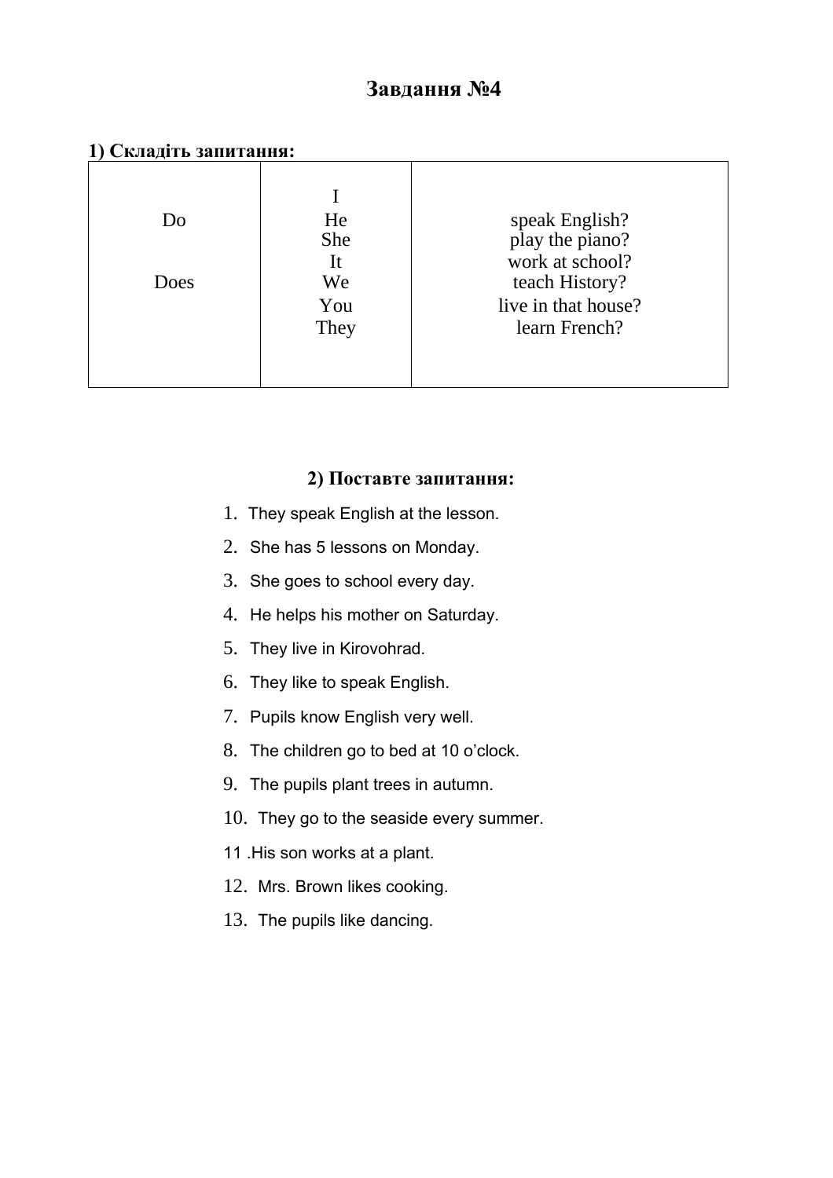# Завдання №4

**1) Складіть запитання:**

| | | |
|---|---|---|
| Do<br><br>Does | I<br>He<br>She<br>It<br>We<br>You<br>They | speak English?<br>play the piano?<br>work at school?<br>teach History?<br>live in that house?<br>learn French? |

**2) Поставте запитання:**

1. They speak English at the lesson.
2. She has 5 lessons on Monday.
3. She goes to school every day.
4. He helps his mother on Saturday.
5. They live in Kirovohrad.
6. They like to speak English.
7. Pupils know English very well.
8. The children go to bed at 10 o'clock.
9. The pupils plant trees in autumn.
10. They go to the seaside every summer.
11. His son works at a plant.
12. Mrs. Brown likes cooking.
13. The pupils like dancing.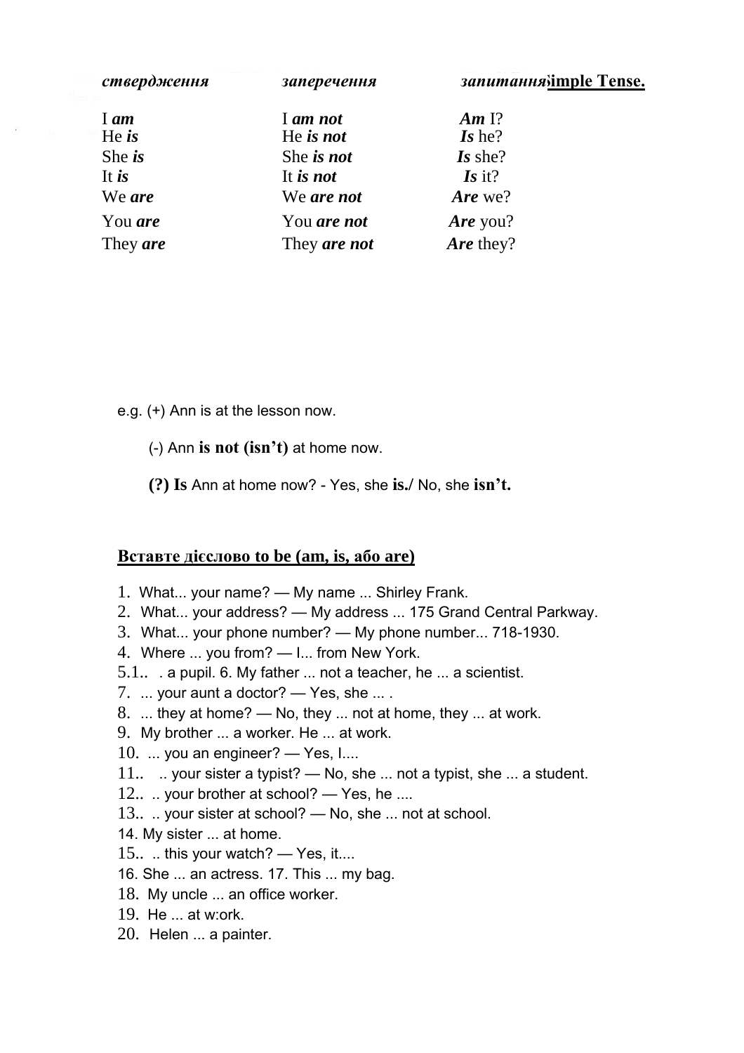| *ствердження* | *заперечення* | *запитання* |
|---|---|---|
| I ***am*** | I ***am not*** | ***Am*** I? |
| He ***is*** | He ***is not*** | ***Is*** he? |
| She ***is*** | She ***is not*** | ***Is*** she? |
| It ***is*** | It ***is not*** | ***Is*** it? |
| We ***are*** | We ***are not*** | ***Are*** we? |
| You ***are*** | You ***are not*** | ***Are*** you? |
| They ***are*** | They ***are not*** | ***Are*** they? |

**Simple Tense.**

e.g. (+) Ann is at the lesson now.

(-) Ann **is not (isn't)** at home now.

**(?) Is** Ann at home now? - Yes, she **is.**/ No, she **isn't.**

## Вставте дієслово to be (am, is, або are)

1. What... your name? — My name ... Shirley Frank.
2. What... your address? — My address ... 175 Grand Central Parkway.
3. What... your phone number? — My phone number... 718-1930.
4. Where ... you from? — I... from New York.
5. 1.. . a pupil. 6. My father ... not a teacher, he ... a scientist.
7. ... your aunt a doctor? — Yes, she ... .
8. ... they at home? — No, they ... not at home, they ... at work.
9. My brother ... a worker. He ... at work.
10. ... you an engineer? — Yes, I....
11. .. your sister a typist? — No, she ... not a typist, she ... a student.
12. .. your brother at school? — Yes, he ....
13. .. your sister at school? — No, she ... not at school.
14. My sister ... at home.
15. .. this your watch? — Yes, it....
16. She ... an actress. 17. This ... my bag.
18. My uncle ... an office worker.
19. He ... at w:ork.
20. Helen ... a painter.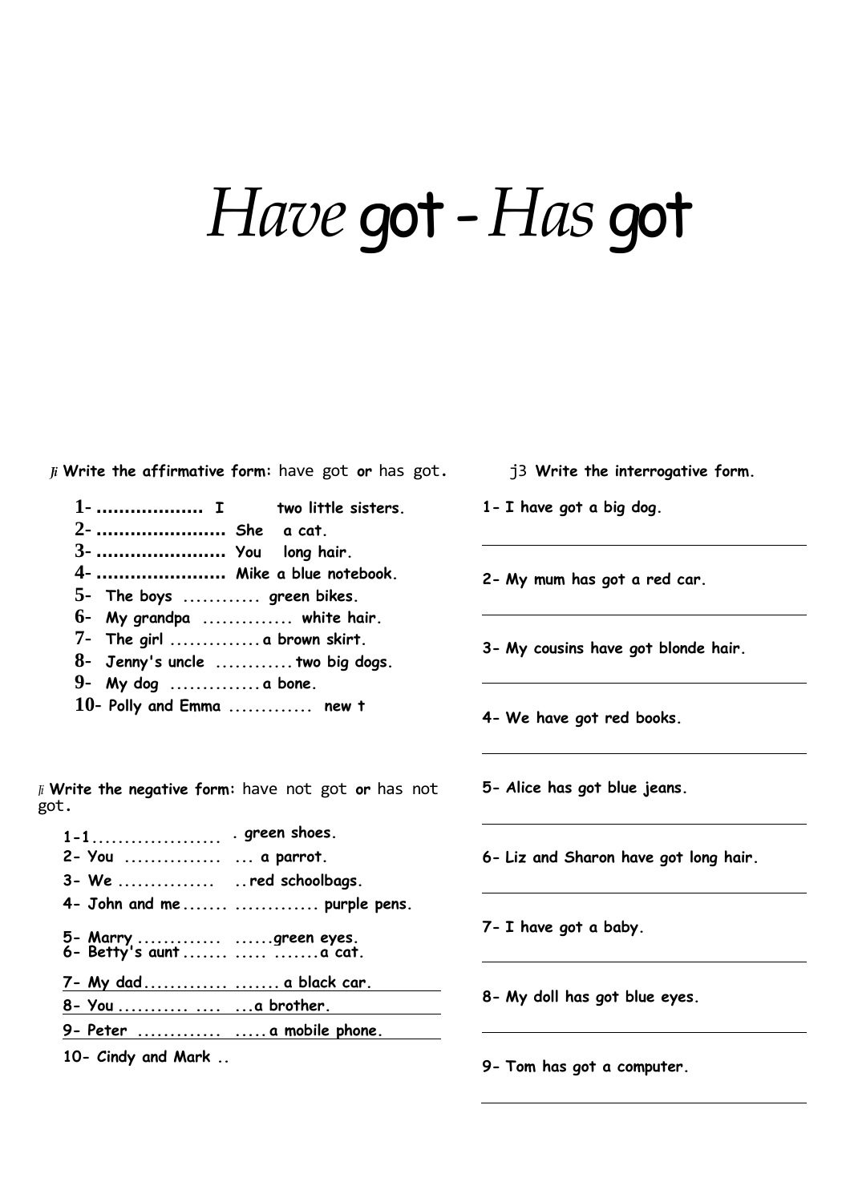# *Have* got - *Has* got

*ji* **Write the affirmative form:** have got **or** has got.

1- .................. I two little sisters.
2- ...................... She a cat.
3- ...................... You long hair.
4- ...................... Mike a blue notebook.
5- The boys ............ green bikes.
6- My grandpa .............. white hair.
7- The girl ..............a brown skirt.
8- Jenny's uncle ............two big dogs.
9- My dog ..............a bone.
10- Polly and Emma ............. new t

*ji* **Write the negative form:** have not got **or** has not got.

1-1.................... . green shoes.
2- You ............... ... a parrot.
3- We ............... ..red schoolbags.
4- John and me....... ............. purple pens.
5- Marry ............. ......green eyes.
6- Betty's aunt....... ..... .......a cat.
7- My dad............. ....... a black car.
8- You ........... .... ...a brother.
9- Peter ............. .....a mobile phone.
10- Cindy and Mark ..

j3 **Write the interrogative form.**

1- I have got a big dog.

_______________________

2- My mum has got a red car.

_______________________

3- My cousins have got blonde hair.

_______________________

4- We have got red books.

_______________________

5- Alice has got blue jeans.

_______________________

6- Liz and Sharon have got long hair.

_______________________

7- I have got a baby.

_______________________

8- My doll has got blue eyes.

_______________________

9- Tom has got a computer.

_______________________